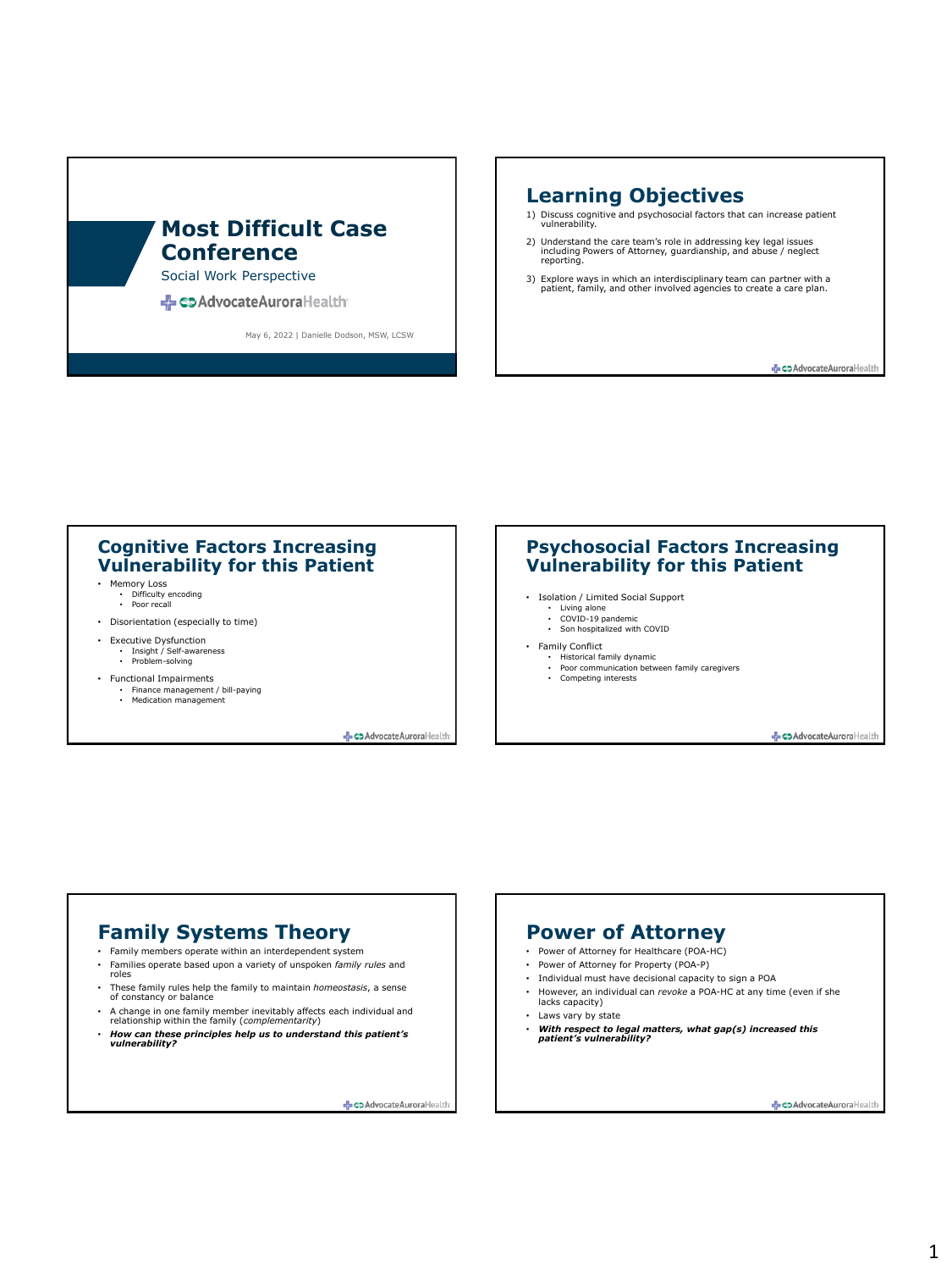# Most Difficult Case Conference

Social Work Perspective

AdvocateAuroraHealth

May 6, 2022 | Danielle Dodson, MSW, LCSW

## Learning Objectives

1) Discuss cognitive and psychosocial factors that can increase patient vulnerability.
2) Understand the care team's role in addressing key legal issues including Powers of Attorney, guardianship, and abuse / neglect reporting.
3) Explore ways in which an interdisciplinary team can partner with a patient, family, and other involved agencies to create a care plan.

## Cognitive Factors Increasing Vulnerability for this Patient

- Memory Loss
  - Difficulty encoding
  - Poor recall
- Disorientation (especially to time)
- Executive Dysfunction
  - Insight / Self-awareness
  - Problem-solving
- Functional Impairments
  - Finance management / bill-paying
  - Medication management

## Psychosocial Factors Increasing Vulnerability for this Patient

- Isolation / Limited Social Support
  - Living alone
  - COVID-19 pandemic
  - Son hospitalized with COVID
- Family Conflict
  - Historical family dynamic
  - Poor communication between family caregivers
  - Competing interests

## Family Systems Theory

- Family members operate within an interdependent system
- Families operate based upon a variety of unspoken *family rules* and roles
- These family rules help the family to maintain *homeostasis*, a sense of constancy or balance
- A change in one family member inevitably affects each individual and relationship within the family (*complementarity*)
- ***How can these principles help us to understand this patient's vulnerability?***

## Power of Attorney

- Power of Attorney for Healthcare (POA-HC)
- Power of Attorney for Property (POA-P)
- Individual must have decisional capacity to sign a POA
- However, an individual can *revoke* a POA-HC at any time (even if she lacks capacity)
- Laws vary by state
- ***With respect to legal matters, what gap(s) increased this patient's vulnerability?***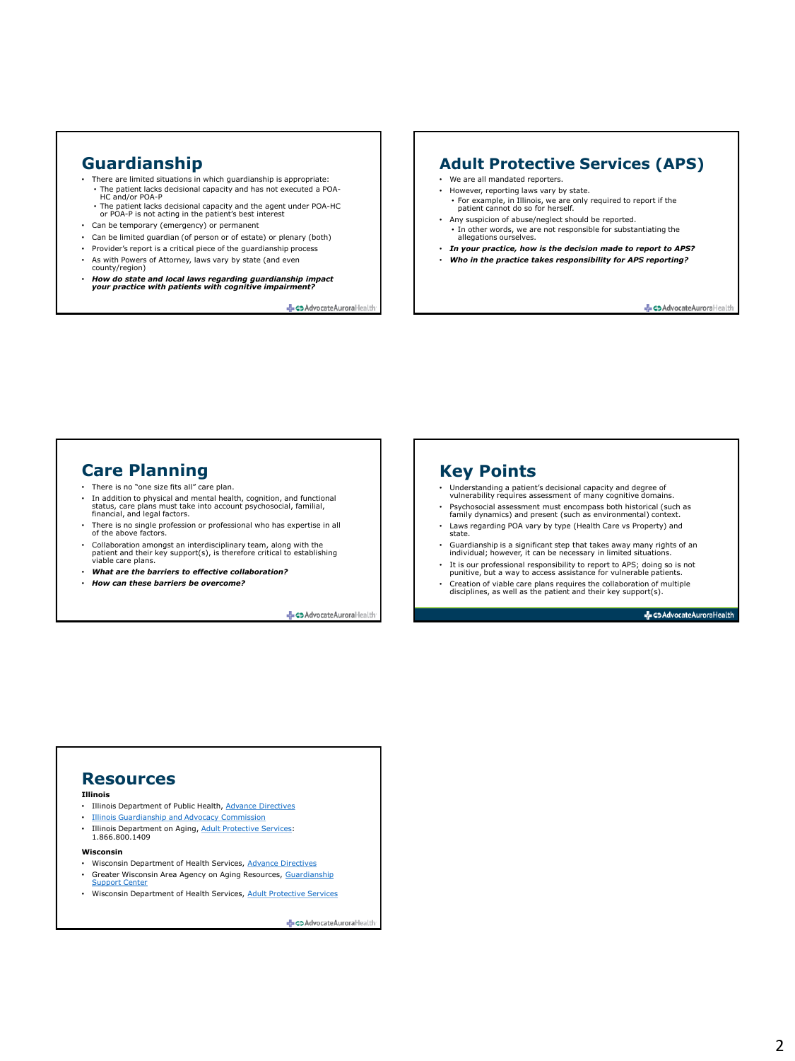## Guardianship

- There are limited situations in which guardianship is appropriate:
  - The patient lacks decisional capacity and has not executed a POA-HC and/or POA-P
  - The patient lacks decisional capacity and the agent under POA-HC or POA-P is not acting in the patient's best interest
- Can be temporary (emergency) or permanent
- Can be limited guardian (of person or of estate) or plenary (both)
- Provider's report is a critical piece of the guardianship process
- As with Powers of Attorney, laws vary by state (and even county/region)
- ***How do state and local laws regarding guardianship impact your practice with patients with cognitive impairment?***

## Adult Protective Services (APS)

- We are all mandated reporters.
- However, reporting laws vary by state.
  - For example, in Illinois, we are only required to report if the patient cannot do so for herself.
- Any suspicion of abuse/neglect should be reported.
  - In other words, we are not responsible for substantiating the allegations ourselves.
- ***In your practice, how is the decision made to report to APS?***
- ***Who in the practice takes responsibility for APS reporting?***

## Care Planning

- There is no "one size fits all" care plan.
- In addition to physical and mental health, cognition, and functional status, care plans must take into account psychosocial, familial, financial, and legal factors.
- There is no single profession or professional who has expertise in all of the above factors.
- Collaboration amongst an interdisciplinary team, along with the patient and their key support(s), is therefore critical to establishing viable care plans.
- ***What are the barriers to effective collaboration?***
- ***How can these barriers be overcome?***

## Key Points

- Understanding a patient's decisional capacity and degree of vulnerability requires assessment of many cognitive domains.
- Psychosocial assessment must encompass both historical (such as family dynamics) and present (such as environmental) context.
- Laws regarding POA vary by type (Health Care vs Property) and state.
- Guardianship is a significant step that takes away many rights of an individual; however, it can be necessary in limited situations.
- It is our professional responsibility to report to APS; doing so is not punitive, but a way to access assistance for vulnerable patients.
- Creation of viable care plans requires the collaboration of multiple disciplines, as well as the patient and their key support(s).

## Resources

**Illinois**

- Illinois Department of Public Health, Advance Directives
- Illinois Guardianship and Advocacy Commission
- Illinois Department on Aging, Adult Protective Services: 1.866.800.1409

**Wisconsin**

- Wisconsin Department of Health Services, Advance Directives
- Greater Wisconsin Area Agency on Aging Resources, Guardianship Support Center
- Wisconsin Department of Health Services, Adult Protective Services